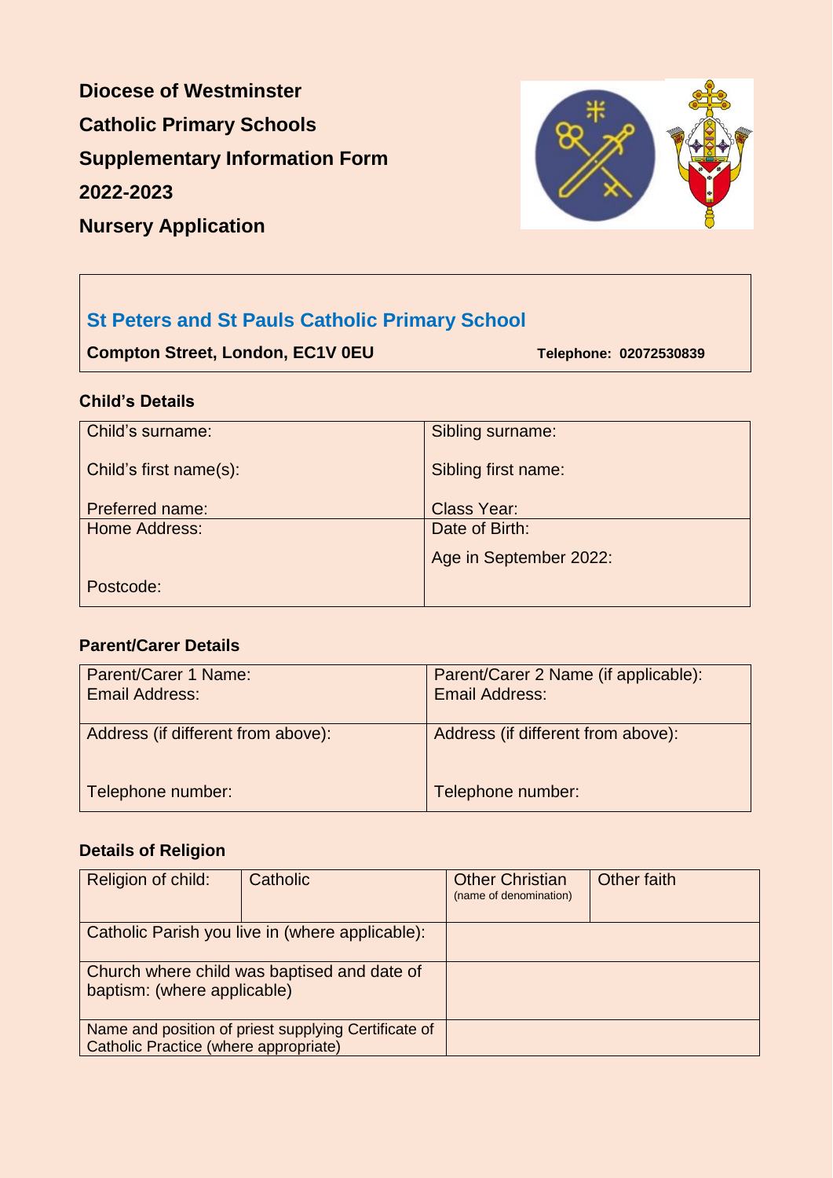**Diocese of Westminster**

**Catholic Primary Schools**

**Supplementary Information Form**

**2022-2023**

**Nursery Application**

## St Peters and St Pauls Catholic Primary School

**Compton Street, London, EC1V 0EU** **Telephone: 02072530839**

### Child's Details

| Child's surname:<br><br>Child's first name(s):<br><br>Preferred name: | Sibling surname:<br><br>Sibling first name:<br><br>Class Year: |
|---|---|
| Home Address:<br><br>Postcode: | Date of Birth:<br><br>Age in September 2022: |

### Parent/Carer Details

| Parent/Carer 1 Name:<br>Email Address: | Parent/Carer 2 Name (if applicable):<br>Email Address: |
|---|---|
| Address (if different from above):<br><br>Telephone number: | Address (if different from above):<br><br>Telephone number: |

### Details of Religion

| Religion of child: | Catholic | Other Christian (name of denomination) | Other faith |
|---|---|---|---|
| Catholic Parish you live in (where applicable): | | | |
| Church where child was baptised and date of baptism: (where applicable) | | | |
| Name and position of priest supplying Certificate of Catholic Practice (where appropriate) | | | |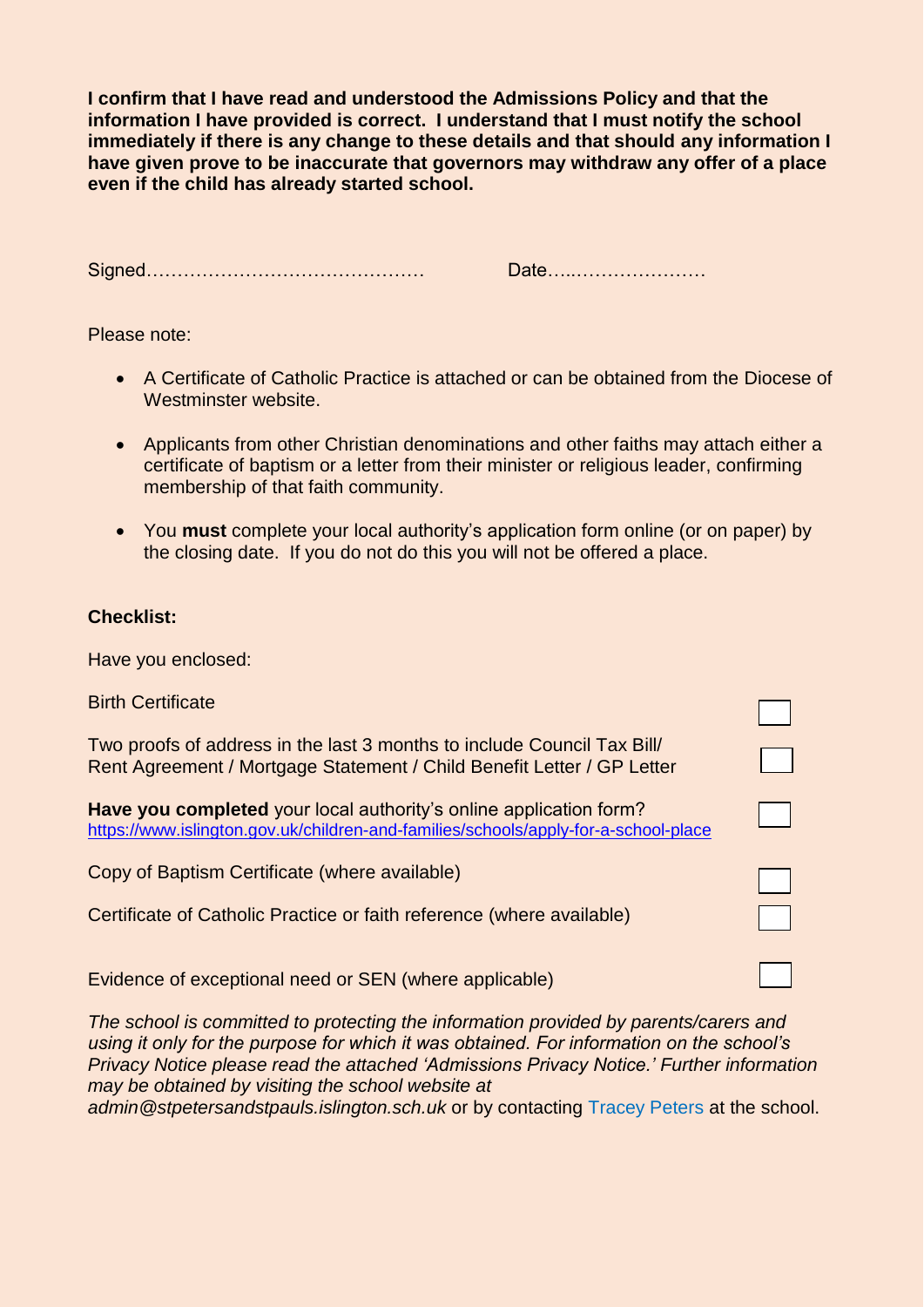**I confirm that I have read and understood the Admissions Policy and that the information I have provided is correct. I understand that I must notify the school immediately if there is any change to these details and that should any information I have given prove to be inaccurate that governors may withdraw any offer of a place even if the child has already started school.**

Signed……………………………………… Date…..…………………

Please note:

- A Certificate of Catholic Practice is attached or can be obtained from the Diocese of Westminster website.
- Applicants from other Christian denominations and other faiths may attach either a certificate of baptism or a letter from their minister or religious leader, confirming membership of that faith community.
- You **must** complete your local authority's application form online (or on paper) by the closing date. If you do not this you will not be offered a place.

**Checklist:**

Have you enclosed:

| | |
|---|---|
| Birth Certificate | ☐ |
| Two proofs of address in the last 3 months to include Council Tax Bill/ Rent Agreement / Mortgage Statement / Child Benefit Letter / GP Letter | ☐ |
| **Have you completed** your local authority's online application form? https://www.islington.gov.uk/children-and-families/schools/apply-for-a-school-place | ☐ |
| Copy of Baptism Certificate (where available) | ☐ |
| Certificate of Catholic Practice or faith reference (where available) | ☐ |
| Evidence of exceptional need or SEN (where applicable) | ☐ |

*The school is committed to protecting the information provided by parents/carers and using it only for the purpose for which it was obtained. For information on the school's Privacy Notice please read the attached 'Admissions Privacy Notice.' Further information may be obtained by visiting the school website at admin@stpetersandstpauls.islington.sch.uk* or by contacting Tracey Peters at the school.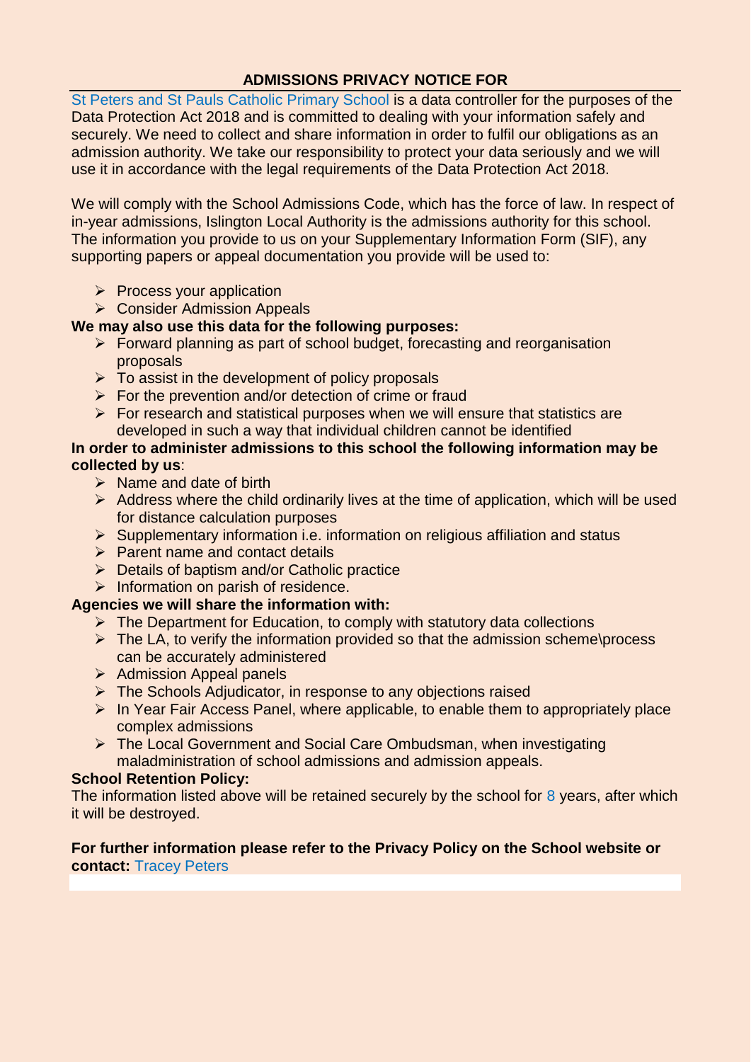## ADMISSIONS PRIVACY NOTICE FOR

St Peters and St Pauls Catholic Primary School is a data controller for the purposes of the Data Protection Act 2018 and is committed to dealing with your information safely and securely. We need to collect and share information in order to fulfil our obligations as an admission authority. We take our responsibility to protect your data seriously and we will use it in accordance with the legal requirements of the Data Protection Act 2018.

We will comply with the School Admissions Code, which has the force of law. In respect of in-year admissions, Islington Local Authority is the admissions authority for this school. The information you provide to us on your Supplementary Information Form (SIF), any supporting papers or appeal documentation you provide will be used to:

- Process your application
- Consider Admission Appeals

**We may also use this data for the following purposes:**

- Forward planning as part of school budget, forecasting and reorganisation proposals
- To assist in the development of policy proposals
- For the prevention and/or detection of crime or fraud
- For research and statistical purposes when we will ensure that statistics are developed in such a way that individual children cannot be identified

**In order to administer admissions to this school the following information may be collected by us**:

- Name and date of birth
- Address where the child ordinarily lives at the time of application, which will be used for distance calculation purposes
- Supplementary information i.e. information on religious affiliation and status
- Parent name and contact details
- Details of baptism and/or Catholic practice
- Information on parish of residence.

**Agencies we will share the information with:**

- The Department for Education, to comply with statutory data collections
- The LA, to verify the information provided so that the admission scheme\process can be accurately administered
- Admission Appeal panels
- The Schools Adjudicator, in response to any objections raised
- In Year Fair Access Panel, where applicable, to enable them to appropriately place complex admissions
- The Local Government and Social Care Ombudsman, when investigating maladministration of school admissions and admission appeals.

**School Retention Policy:**

The information listed above will be retained securely by the school for 8 years, after which it will be destroyed.

**For further information please refer to the Privacy Policy on the School website or contact:** Tracey Peters